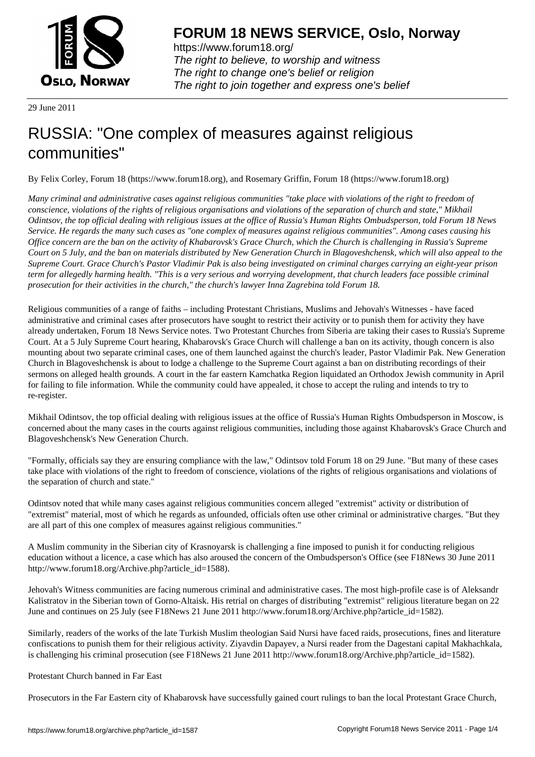# FORUM 18 NEWS SERVICE, Oslo, Norway

https://www.forum18.org/
*The right to believe, to worship and witness*
*The right to change one's belief or religion*
*The right to join together and express one's belief*

29 June 2011

# RUSSIA: "One complex of measures against religious communities"

By Felix Corley, Forum 18 (https://www.forum18.org), and Rosemary Griffin, Forum 18 (https://www.forum18.org)

*Many criminal and administrative cases against religious communities "take place with violations of the right to freedom of conscience, violations of the rights of religious organisations and violations of the separation of church and state," Mikhail Odintsov, the top official dealing with religious issues at the office of Russia's Human Rights Ombudsperson, told Forum 18 News Service. He regards the many such cases as "one complex of measures against religious communities". Among cases causing his Office concern are the ban on the activity of Khabarovsk's Grace Church, which the Church is challenging in Russia's Supreme Court on 5 July, and the ban on materials distributed by New Generation Church in Blagoveshchensk, which will also appeal to the Supreme Court. Grace Church's Pastor Vladimir Pak is also being investigated on criminal charges carrying an eight-year prison term for allegedly harming health. "This is a very serious and worrying development, that church leaders face possible criminal prosecution for their activities in the church," the church's lawyer Inna Zagrebina told Forum 18.*

Religious communities of a range of faiths – including Protestant Christians, Muslims and Jehovah's Witnesses - have faced administrative and criminal cases after prosecutors have sought to restrict their activity or to punish them for activity they have already undertaken, Forum 18 News Service notes. Two Protestant Churches from Siberia are taking their cases to Russia's Supreme Court. At a 5 July Supreme Court hearing, Khabarovsk's Grace Church will challenge a ban on its activity, though concern is also mounting about two separate criminal cases, one of them launched against the church's leader, Pastor Vladimir Pak. New Generation Church in Blagoveshchensk is about to lodge a challenge to the Supreme Court against a ban on distributing recordings of their sermons on alleged health grounds. A court in the far eastern Kamchatka Region liquidated an Orthodox Jewish community in April for failing to file information. While the community could have appealed, it chose to accept the ruling and intends to try to re-register.

Mikhail Odintsov, the top official dealing with religious issues at the office of Russia's Human Rights Ombudsperson in Moscow, is concerned about the many cases in the courts against religious communities, including those against Khabarovsk's Grace Church and Blagoveshchensk's New Generation Church.

"Formally, officials say they are ensuring compliance with the law," Odintsov told Forum 18 on 29 June. "But many of these cases take place with violations of the right to freedom of conscience, violations of the rights of religious organisations and violations of the separation of church and state."

Odintsov noted that while many cases against religious communities concern alleged "extremist" activity or distribution of "extremist" material, most of which he regards as unfounded, officials often use other criminal or administrative charges. "But they are all part of this one complex of measures against religious communities."

A Muslim community in the Siberian city of Krasnoyarsk is challenging a fine imposed to punish it for conducting religious education without a licence, a case which has also aroused the concern of the Ombudsperson's Office (see F18News 30 June 2011 http://www.forum18.org/Archive.php?article_id=1588).

Jehovah's Witness communities are facing numerous criminal and administrative cases. The most high-profile case is of Aleksandr Kalistratov in the Siberian town of Gorno-Altaisk. His retrial on charges of distributing "extremist" religious literature began on 22 June and continues on 25 July (see F18News 21 June 2011 http://www.forum18.org/Archive.php?article_id=1582).

Similarly, readers of the works of the late Turkish Muslim theologian Said Nursi have faced raids, prosecutions, fines and literature confiscations to punish them for their religious activity. Ziyavdin Dapayev, a Nursi reader from the Dagestani capital Makhachkala, is challenging his criminal prosecution (see F18News 21 June 2011 http://www.forum18.org/Archive.php?article_id=1582).

## Protestant Church banned in Far East

Prosecutors in the Far Eastern city of Khabarovsk have successfully gained court rulings to ban the local Protestant Grace Church,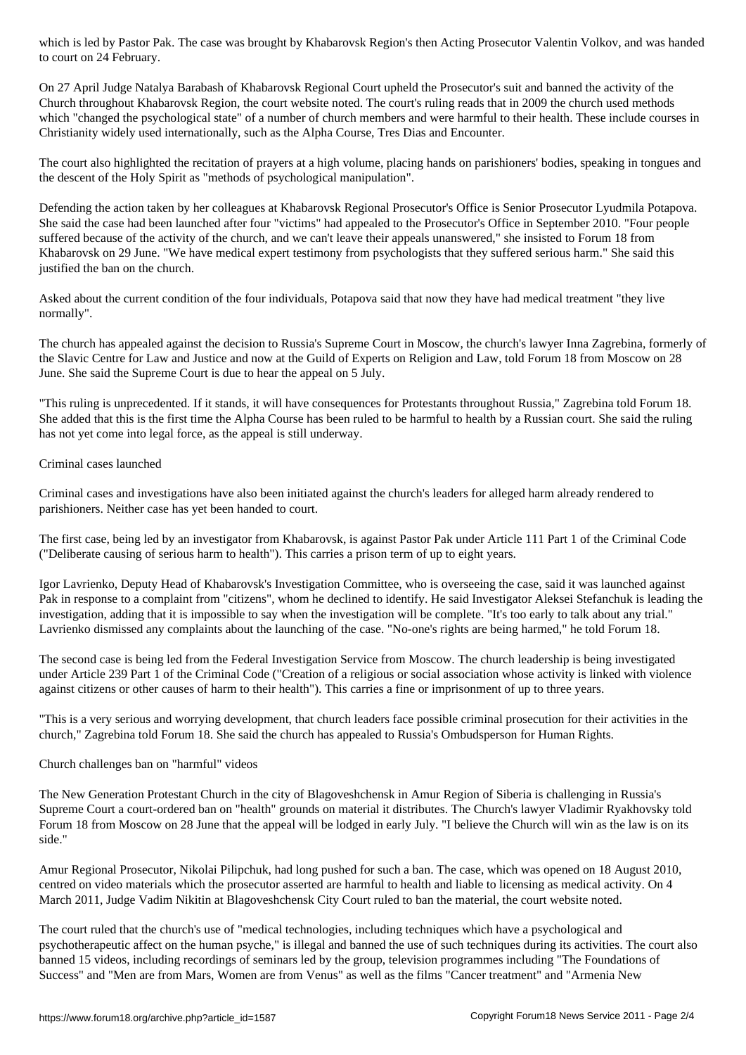which is led by Pastor Pak. The case was brought by Khabarovsk Region's then Acting Prosecutor Valentin Volkov, and was handed to court on 24 February.

On 27 April Judge Natalya Barabash of Khabarovsk Regional Court upheld the Prosecutor's suit and banned the activity of the Church throughout Khabarovsk Region, the court website noted. The court's ruling reads that in 2009 the church used methods which "changed the psychological state" of a number of church members and were harmful to their health. These include courses in Christianity widely used internationally, such as the Alpha Course, Tres Dias and Encounter.

The court also highlighted the recitation of prayers at a high volume, placing hands on parishioners' bodies, speaking in tongues and the descent of the Holy Spirit as "methods of psychological manipulation".

Defending the action taken by her colleagues at Khabarovsk Regional Prosecutor's Office is Senior Prosecutor Lyudmila Potapova. She said the case had been launched after four "victims" had appealed to the Prosecutor's Office in September 2010. "Four people suffered because of the activity of the church, and we can't leave their appeals unanswered," she insisted to Forum 18 from Khabarovsk on 29 June. "We have medical expert testimony from psychologists that they suffered serious harm." She said this justified the ban on the church.

Asked about the current condition of the four individuals, Potapova said that now they have had medical treatment "they live normally".

The church has appealed against the decision to Russia's Supreme Court in Moscow, the church's lawyer Inna Zagrebina, formerly of the Slavic Centre for Law and Justice and now at the Guild of Experts on Religion and Law, told Forum 18 from Moscow on 28 June. She said the Supreme Court is due to hear the appeal on 5 July.

"This ruling is unprecedented. If it stands, it will have consequences for Protestants throughout Russia," Zagrebina told Forum 18. She added that this is the first time the Alpha Course has been ruled to be harmful to health by a Russian court. She said the ruling has not yet come into legal force, as the appeal is still underway.

Criminal cases launched

Criminal cases and investigations have also been initiated against the church's leaders for alleged harm already rendered to parishioners. Neither case has yet been handed to court.

The first case, being led by an investigator from Khabarovsk, is against Pastor Pak under Article 111 Part 1 of the Criminal Code ("Deliberate causing of serious harm to health"). This carries a prison term of up to eight years.

Igor Lavrienko, Deputy Head of Khabarovsk's Investigation Committee, who is overseeing the case, said it was launched against Pak in response to a complaint from "citizens", whom he declined to identify. He said Investigator Aleksei Stefanchuk is leading the investigation, adding that it is impossible to say when the investigation will be complete. "It's too early to talk about any trial." Lavrienko dismissed any complaints about the launching of the case. "No-one's rights are being harmed," he told Forum 18.

The second case is being led from the Federal Investigation Service from Moscow. The church leadership is being investigated under Article 239 Part 1 of the Criminal Code ("Creation of a religious or social association whose activity is linked with violence against citizens or other causes of harm to their health"). This carries a fine or imprisonment of up to three years.

"This is a very serious and worrying development, that church leaders face possible criminal prosecution for their activities in the church," Zagrebina told Forum 18. She said the church has appealed to Russia's Ombudsperson for Human Rights.

Church challenges ban on "harmful" videos

The New Generation Protestant Church in the city of Blagoveshchensk in Amur Region of Siberia is challenging in Russia's Supreme Court a court-ordered ban on "health" grounds on material it distributes. The Church's lawyer Vladimir Ryakhovsky told Forum 18 from Moscow on 28 June that the appeal will be lodged in early July. "I believe the Church will win as the law is on its side."

Amur Regional Prosecutor, Nikolai Pilipchuk, had long pushed for such a ban. The case, which was opened on 18 August 2010, centred on video materials which the prosecutor asserted are harmful to health and liable to licensing as medical activity. On 4 March 2011, Judge Vadim Nikitin at Blagoveshchensk City Court ruled to ban the material, the court website noted.

The court ruled that the church's use of "medical technologies, including techniques which have a psychological and psychotherapeutic affect on the human psyche," is illegal and banned the use of such techniques during its activities. The court also banned 15 videos, including recordings of seminars led by the group, television programmes including "The Foundations of Success" and "Men are from Mars, Women are from Venus" as well as the films "Cancer treatment" and "Armenia New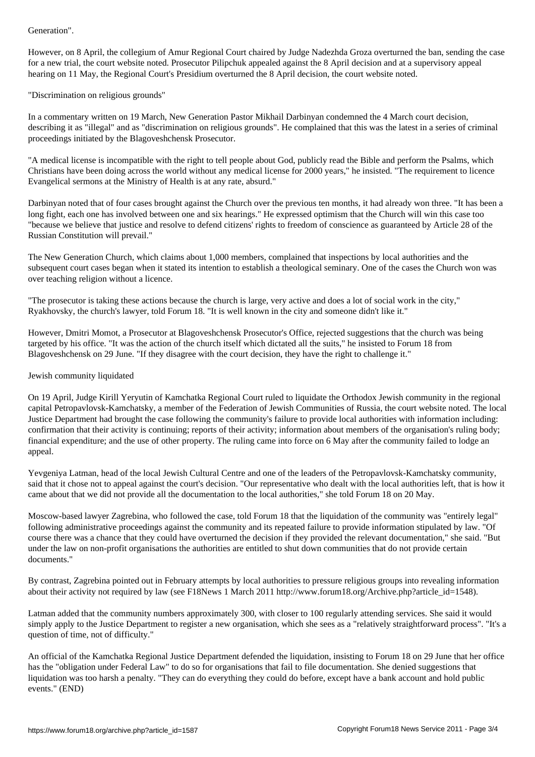Generation".

However, on 8 April, the collegium of Amur Regional Court chaired by Judge Nadezhda Groza overturned the ban, sending the case for a new trial, the court website noted. Prosecutor Pilipchuk appealed against the 8 April decision and at a supervisory appeal hearing on 11 May, the Regional Court's Presidium overturned the 8 April decision, the court website noted.

## "Discrimination on religious grounds"

In a commentary written on 19 March, New Generation Pastor Mikhail Darbinyan condemned the 4 March court decision, describing it as "illegal" and as "discrimination on religious grounds". He complained that this was the latest in a series of criminal proceedings initiated by the Blagoveshchensk Prosecutor.

"A medical license is incompatible with the right to tell people about God, publicly read the Bible and perform the Psalms, which Christians have been doing across the world without any medical license for 2000 years," he insisted. "The requirement to licence Evangelical sermons at the Ministry of Health is at any rate, absurd."

Darbinyan noted that of four cases brought against the Church over the previous ten months, it had already won three. "It has been a long fight, each one has involved between one and six hearings." He expressed optimism that the Church will win this case too "because we believe that justice and resolve to defend citizens' rights to freedom of conscience as guaranteed by Article 28 of the Russian Constitution will prevail."

The New Generation Church, which claims about 1,000 members, complained that inspections by local authorities and the subsequent court cases began when it stated its intention to establish a theological seminary. One of the cases the Church won was over teaching religion without a licence.

"The prosecutor is taking these actions because the church is large, very active and does a lot of social work in the city," Ryakhovsky, the church's lawyer, told Forum 18. "It is well known in the city and someone didn't like it."

However, Dmitri Momot, a Prosecutor at Blagoveshchensk Prosecutor's Office, rejected suggestions that the church was being targeted by his office. "It was the action of the church itself which dictated all the suits," he insisted to Forum 18 from Blagoveshchensk on 29 June. "If they disagree with the court decision, they have the right to challenge it."

## Jewish community liquidated

On 19 April, Judge Kirill Yeryutin of Kamchatka Regional Court ruled to liquidate the Orthodox Jewish community in the regional capital Petropavlovsk-Kamchatsky, a member of the Federation of Jewish Communities of Russia, the court website noted. The local Justice Department had brought the case following the community's failure to provide local authorities with information including: confirmation that their activity is continuing; reports of their activity; information about members of the organisation's ruling body; financial expenditure; and the use of other property. The ruling came into force on 6 May after the community failed to lodge an appeal.

Yevgeniya Latman, head of the local Jewish Cultural Centre and one of the leaders of the Petropavlovsk-Kamchatsky community, said that it chose not to appeal against the court's decision. "Our representative who dealt with the local authorities left, that is how it came about that we did not provide all the documentation to the local authorities," she told Forum 18 on 20 May.

Moscow-based lawyer Zagrebina, who followed the case, told Forum 18 that the liquidation of the community was "entirely legal" following administrative proceedings against the community and its repeated failure to provide information stipulated by law. "Of course there was a chance that they could have overturned the decision if they provided the relevant documentation," she said. "But under the law on non-profit organisations the authorities are entitled to shut down communities that do not provide certain documents."

By contrast, Zagrebina pointed out in February attempts by local authorities to pressure religious groups into revealing information about their activity not required by law (see F18News 1 March 2011 http://www.forum18.org/Archive.php?article_id=1548).

Latman added that the community numbers approximately 300, with closer to 100 regularly attending services. She said it would simply apply to the Justice Department to register a new organisation, which she sees as a "relatively straightforward process". "It's a question of time, not of difficulty."

An official of the Kamchatka Regional Justice Department defended the liquidation, insisting to Forum 18 on 29 June that her office has the "obligation under Federal Law" to do so for organisations that fail to file documentation. She denied suggestions that liquidation was too harsh a penalty. "They can do everything they could do before, except have a bank account and hold public events." (END)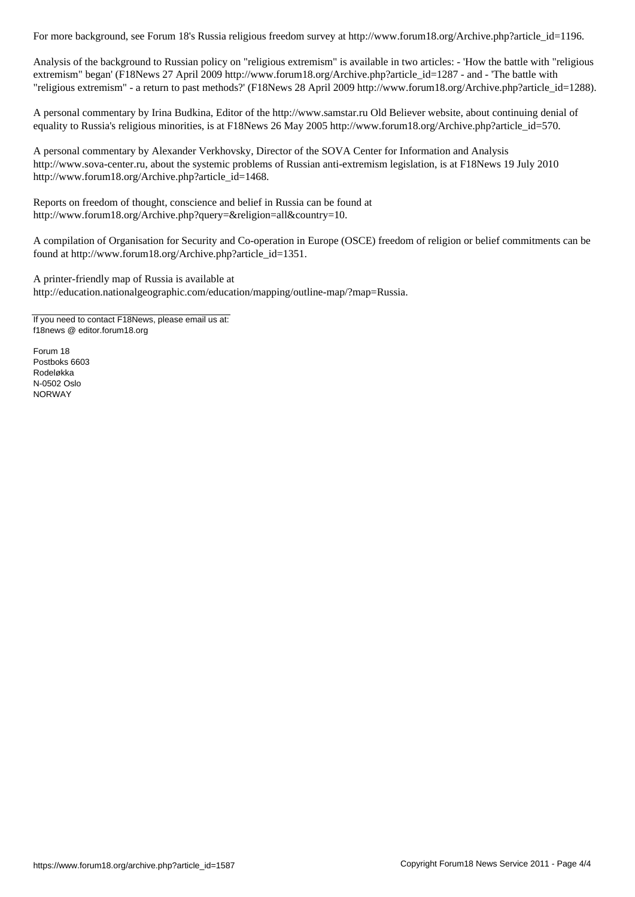For more background, see Forum 18's Russia religious freedom survey at http://www.forum18.org/Archive.php?article_id=1196.

Analysis of the background to Russian policy on "religious extremism" is available in two articles: - 'How the battle with "religious extremism" began' (F18News 27 April 2009 http://www.forum18.org/Archive.php?article_id=1287 - and - 'The battle with "religious extremism" - a return to past methods?' (F18News 28 April 2009 http://www.forum18.org/Archive.php?article_id=1288).

A personal commentary by Irina Budkina, Editor of the http://www.samstar.ru Old Believer website, about continuing denial of equality to Russia's religious minorities, is at F18News 26 May 2005 http://www.forum18.org/Archive.php?article_id=570.

A personal commentary by Alexander Verkhovsky, Director of the SOVA Center for Information and Analysis http://www.sova-center.ru, about the systemic problems of Russian anti-extremism legislation, is at F18News 19 July 2010 http://www.forum18.org/Archive.php?article_id=1468.

Reports on freedom of thought, conscience and belief in Russia can be found at http://www.forum18.org/Archive.php?query=&religion=all&country=10.

A compilation of Organisation for Security and Co-operation in Europe (OSCE) freedom of religion or belief commitments can be found at http://www.forum18.org/Archive.php?article_id=1351.

A printer-friendly map of Russia is available at http://education.nationalgeographic.com/education/mapping/outline-map/?map=Russia.

If you need to contact F18News, please email us at:
f18news @ editor.forum18.org

Forum 18
Postboks 6603
Rodeløkka
N-0502 Oslo
NORWAY